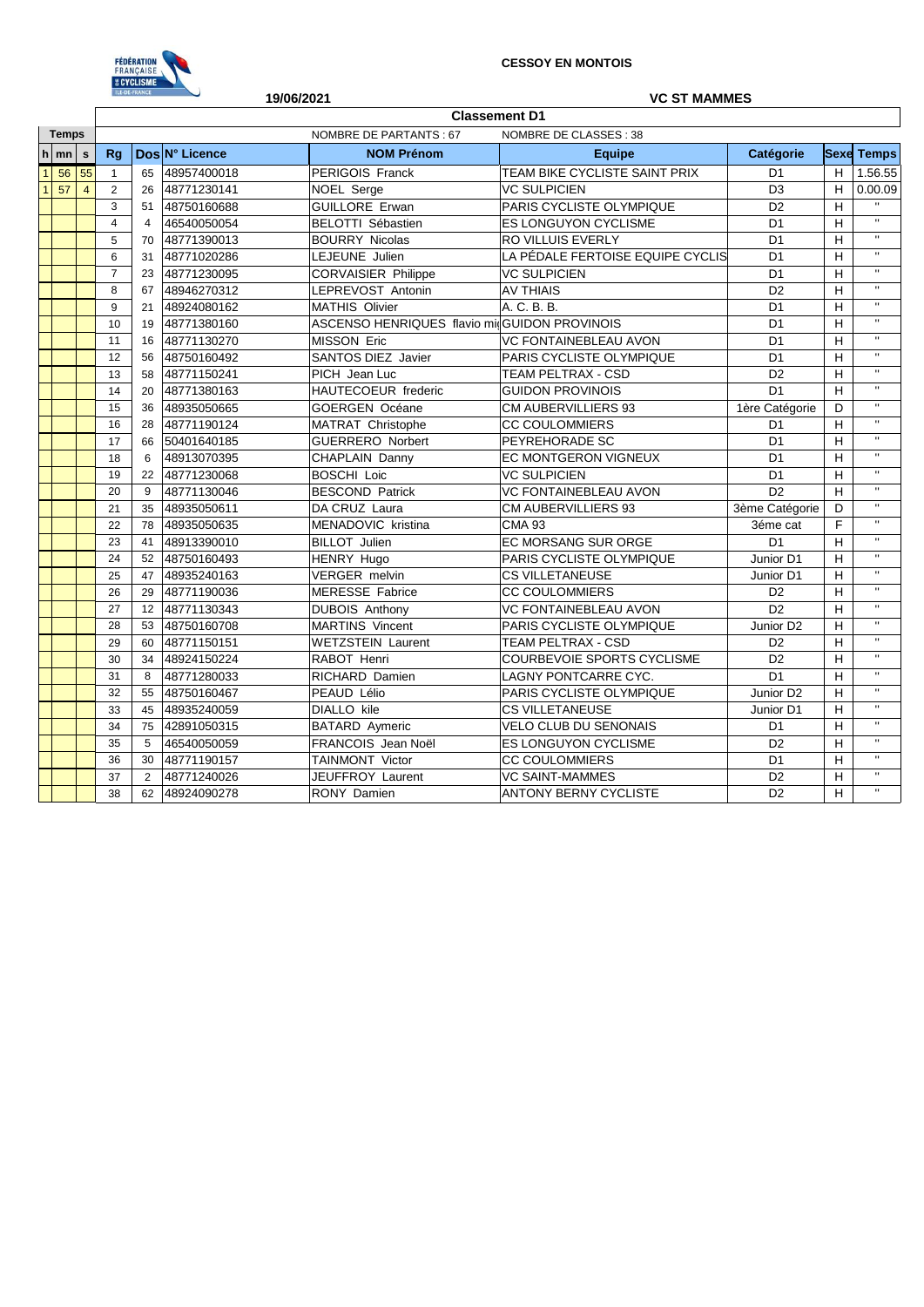**CESSOY EN MONTOIS**

**19/06/2021**

**VC ST MAMMES**

## Classement D1

NOMBRE DE PARTANTS : 67    NOMBRE DE CLASSES : 38

| Temps | | | | | | | | | | | |
|---|---|---|---|---|---|---|---|---|---|---|---|
| h | mn | s | Rg | Dos | N° Licence | NOM Prénom | Equipe | Catégorie | Sexe | Temps |
| 1 | 56 | 55 | 1 | 65 | 48957400018 | PERIGOIS Franck | TEAM BIKE CYCLISTE SAINT PRIX | D1 | H | 1.56.55 |
| 1 | 57 | 4 | 2 | 26 | 48771230141 | NOEL Serge | VC SULPICIEN | D3 | H | 0.00.09 |
| | | | 3 | 51 | 48750160688 | GUILLORE Erwan | PARIS CYCLISTE OLYMPIQUE | D2 | H | " |
| | | | 4 | 4 | 46540050054 | BELOTTI Sébastien | ES LONGUYON CYCLISME | D1 | H | " |
| | | | 5 | 70 | 48771390013 | BOURRY Nicolas | RO VILLUIS EVERLY | D1 | H | " |
| | | | 6 | 31 | 48771020286 | LEJEUNE Julien | LA PÉDALE FERTOISE EQUIPE CYCLIS | D1 | H | " |
| | | | 7 | 23 | 48771230095 | CORVAISIER Philippe | VC SULPICIEN | D1 | H | " |
| | | | 8 | 67 | 48946270312 | LEPREVOST Antonin | AV THIAIS | D2 | H | " |
| | | | 9 | 21 | 48924080162 | MATHIS Olivier | A. C. B. B. | D1 | H | " |
| | | | 10 | 19 | 48771380160 | ASCENSO HENRIQUES flavio mi | GUIDON PROVINOIS | D1 | H | " |
| | | | 11 | 16 | 48771130270 | MISSON Eric | VC FONTAINEBLEAU AVON | D1 | H | " |
| | | | 12 | 56 | 48750160492 | SANTOS DIEZ Javier | PARIS CYCLISTE OLYMPIQUE | D1 | H | " |
| | | | 13 | 58 | 48771150241 | PICH Jean Luc | TEAM PELTRAX - CSD | D2 | H | " |
| | | | 14 | 20 | 48771380163 | HAUTECOEUR frederic | GUIDON PROVINOIS | D1 | H | " |
| | | | 15 | 36 | 48935050665 | GOERGEN Océane | CM AUBERVILLIERS 93 | 1ère Catégorie | D | " |
| | | | 16 | 28 | 48771190124 | MATRAT Christophe | CC COULOMMIERS | D1 | H | " |
| | | | 17 | 66 | 50401640185 | GUERRERO Norbert | PEYREHORADE SC | D1 | H | " |
| | | | 18 | 6 | 48913070395 | CHAPLAIN Danny | EC MONTGERON VIGNEUX | D1 | H | " |
| | | | 19 | 22 | 48771230068 | BOSCHI Loic | VC SULPICIEN | D1 | H | " |
| | | | 20 | 9 | 48771130046 | BESCOND Patrick | VC FONTAINEBLEAU AVON | D2 | H | " |
| | | | 21 | 35 | 48935050611 | DA CRUZ Laura | CM AUBERVILLIERS 93 | 3ème Catégorie | D | " |
| | | | 22 | 78 | 48935050635 | MENADOVIC kristina | CMA 93 | 3éme cat | F | " |
| | | | 23 | 41 | 48913390010 | BILLOT Julien | EC MORSANG SUR ORGE | D1 | H | " |
| | | | 24 | 52 | 48750160493 | HENRY Hugo | PARIS CYCLISTE OLYMPIQUE | Junior D1 | H | " |
| | | | 25 | 47 | 48935240163 | VERGER melvin | CS VILLETANEUSE | Junior D1 | H | " |
| | | | 26 | 29 | 48771190036 | MERESSE Fabrice | CC COULOMMIERS | D2 | H | " |
| | | | 27 | 12 | 48771130343 | DUBOIS Anthony | VC FONTAINEBLEAU AVON | D2 | H | " |
| | | | 28 | 53 | 48750160708 | MARTINS Vincent | PARIS CYCLISTE OLYMPIQUE | Junior D2 | H | " |
| | | | 29 | 60 | 48771150151 | WETZSTEIN Laurent | TEAM PELTRAX - CSD | D2 | H | " |
| | | | 30 | 34 | 48924150224 | RABOT Henri | COURBEVOIE SPORTS CYCLISME | D2 | H | " |
| | | | 31 | 8 | 48771280033 | RICHARD Damien | LAGNY PONTCARRE CYC. | D1 | H | " |
| | | | 32 | 55 | 48750160467 | PEAUD Lélio | PARIS CYCLISTE OLYMPIQUE | Junior D2 | H | " |
| | | | 33 | 45 | 48935240059 | DIALLO kile | CS VILLETANEUSE | Junior D1 | H | " |
| | | | 34 | 75 | 42891050315 | BATARD Aymeric | VELO CLUB DU SENONAIS | D1 | H | " |
| | | | 35 | 5 | 46540050059 | FRANCOIS Jean Noël | ES LONGUYON CYCLISME | D2 | H | " |
| | | | 36 | 30 | 48771190157 | TAINMONT Victor | CC COULOMMIERS | D1 | H | " |
| | | | 37 | 2 | 48771240026 | JEUFFROY Laurent | VC SAINT-MAMMES | D2 | H | " |
| | | | 38 | 62 | 48924090278 | RONY Damien | ANTONY BERNY CYCLISTE | D2 | H | " |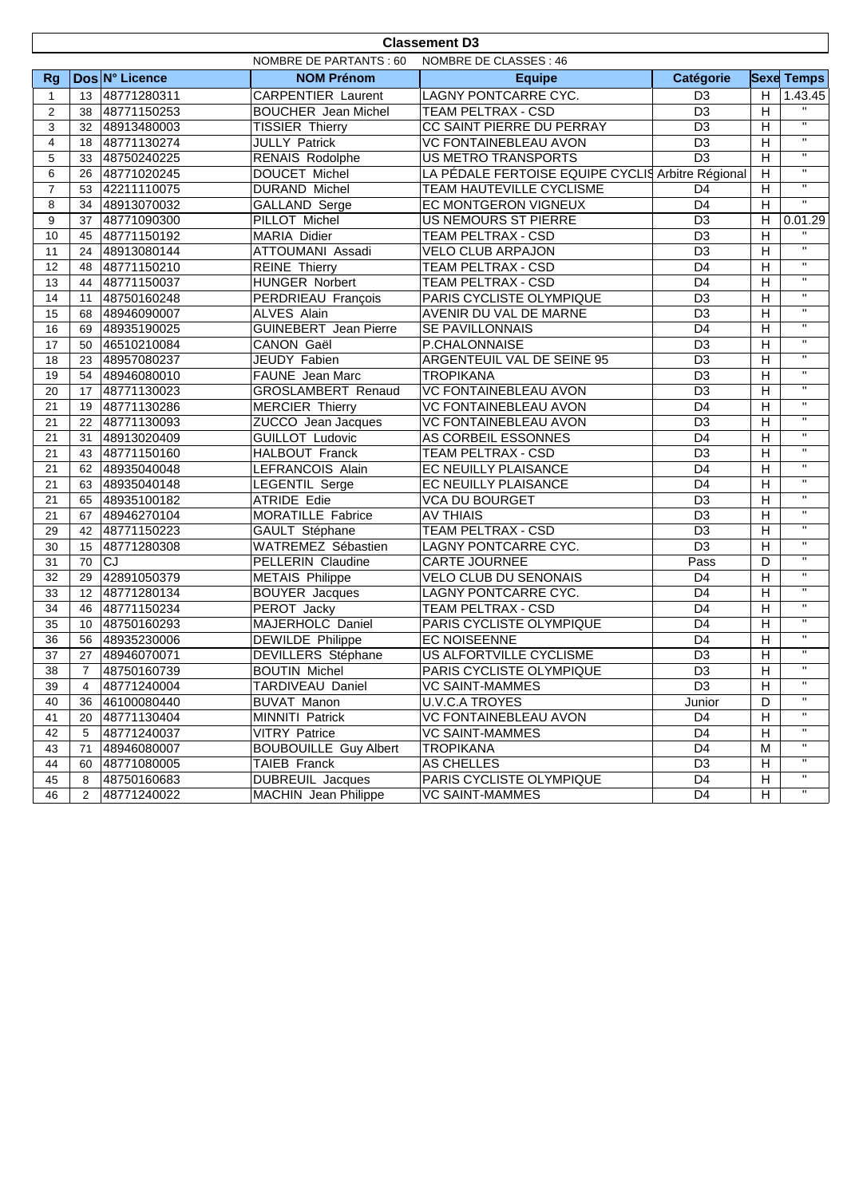# Classement D3

NOMBRE DE PARTANTS : 60 NOMBRE DE CLASSES : 46

| Rg | Dos | N° Licence | NOM Prénom | Equipe | Catégorie | Sexe | Temps |
|---|---|---|---|---|---|---|---|
| 1 | 13 | 48771280311 | CARPENTIER Laurent | LAGNY PONTCARRE CYC. | D3 | H | 1.43.45 |
| 2 | 38 | 48771150253 | BOUCHER Jean Michel | TEAM PELTRAX - CSD | D3 | H | " |
| 3 | 32 | 48913480003 | TISSIER Thierry | CC SAINT PIERRE DU PERRAY | D3 | H | " |
| 4 | 18 | 48771130274 | JULLY Patrick | VC FONTAINEBLEAU AVON | D3 | H | " |
| 5 | 33 | 48750240225 | RENAIS Rodolphe | US METRO TRANSPORTS | D3 | H | " |
| 6 | 26 | 48771020245 | DOUCET Michel | LA PÉDALE FERTOISE EQUIPE CYCLIS | Arbitre Régional | H | " |
| 7 | 53 | 42211110075 | DURAND Michel | TEAM HAUTEVILLE CYCLISME | D4 | H | " |
| 8 | 34 | 48913070032 | GALLAND Serge | EC MONTGERON VIGNEUX | D4 | H | " |
| 9 | 37 | 48771090300 | PILLOT Michel | US NEMOURS ST PIERRE | D3 | H | 0.01.29 |
| 10 | 45 | 48771150192 | MARIA Didier | TEAM PELTRAX - CSD | D3 | H | " |
| 11 | 24 | 48913080144 | ATTOUMANI Assadi | VELO CLUB ARPAJON | D3 | H | " |
| 12 | 48 | 48771150210 | REINE Thierry | TEAM PELTRAX - CSD | D4 | H | " |
| 13 | 44 | 48771150037 | HUNGER Norbert | TEAM PELTRAX - CSD | D4 | H | " |
| 14 | 11 | 48750160248 | PERDRIEAU François | PARIS CYCLISTE OLYMPIQUE | D3 | H | " |
| 15 | 68 | 48946090007 | ALVES Alain | AVENIR DU VAL DE MARNE | D3 | H | " |
| 16 | 69 | 48935190025 | GUINEBERT Jean Pierre | SE PAVILLONNAIS | D4 | H | " |
| 17 | 50 | 46510210084 | CANON Gaël | P.CHALONNAISE | D3 | H | " |
| 18 | 23 | 48957080237 | JEUDY Fabien | ARGENTEUIL VAL DE SEINE 95 | D3 | H | " |
| 19 | 54 | 48946080010 | FAUNE Jean Marc | TROPIKANA | D3 | H | " |
| 20 | 17 | 48771130023 | GROSLAMBERT Renaud | VC FONTAINEBLEAU AVON | D3 | H | " |
| 21 | 19 | 48771130286 | MERCIER Thierry | VC FONTAINEBLEAU AVON | D4 | H | " |
| 21 | 22 | 48771130093 | ZUCCO Jean Jacques | VC FONTAINEBLEAU AVON | D3 | H | " |
| 21 | 31 | 48913020409 | GUILLOT Ludovic | AS CORBEIL ESSONNES | D4 | H | " |
| 21 | 43 | 48771150160 | HALBOUT Franck | TEAM PELTRAX - CSD | D3 | H | " |
| 21 | 62 | 48935040048 | LEFRANCOIS Alain | EC NEUILLY PLAISANCE | D4 | H | " |
| 21 | 63 | 48935040148 | LEGENTIL Serge | EC NEUILLY PLAISANCE | D4 | H | " |
| 21 | 65 | 48935100182 | ATRIDE Edie | VCA DU BOURGET | D3 | H | " |
| 21 | 67 | 48946270104 | MORATILLE Fabrice | AV THIAIS | D3 | H | " |
| 29 | 42 | 48771150223 | GAULT Stéphane | TEAM PELTRAX - CSD | D3 | H | " |
| 30 | 15 | 48771280308 | WATREMEZ Sébastien | LAGNY PONTCARRE CYC. | D3 | H | " |
| 31 | 70 | CJ | PELLERIN Claudine | CARTE JOURNEE | Pass | D | " |
| 32 | 29 | 42891050379 | METAIS Philippe | VELO CLUB DU SENONAIS | D4 | H | " |
| 33 | 12 | 48771280134 | BOUYER Jacques | LAGNY PONTCARRE CYC. | D4 | H | " |
| 34 | 46 | 48771150234 | PEROT Jacky | TEAM PELTRAX - CSD | D4 | H | " |
| 35 | 10 | 48750160293 | MAJERHOLC Daniel | PARIS CYCLISTE OLYMPIQUE | D4 | H | " |
| 36 | 56 | 48935230006 | DEWILDE Philippe | EC NOISEENNE | D4 | H | " |
| 37 | 27 | 48946070071 | DEVILLERS Stéphane | US ALFORTVILLE CYCLISME | D3 | H | " |
| 38 | 7 | 48750160739 | BOUTIN Michel | PARIS CYCLISTE OLYMPIQUE | D3 | H | " |
| 39 | 4 | 48771240004 | TARDIVEAU Daniel | VC SAINT-MAMMES | D3 | H | " |
| 40 | 36 | 46100080440 | BUVAT Manon | U.V.C.A TROYES | Junior | D | " |
| 41 | 20 | 48771130404 | MINNITI Patrick | VC FONTAINEBLEAU AVON | D4 | H | " |
| 42 | 5 | 48771240037 | VITRY Patrice | VC SAINT-MAMMES | D4 | H | " |
| 43 | 71 | 48946080007 | BOUBOUILLE Guy Albert | TROPIKANA | D4 | M | " |
| 44 | 60 | 48771080005 | TAIEB Franck | AS CHELLES | D3 | H | " |
| 45 | 8 | 48750160683 | DUBREUIL Jacques | PARIS CYCLISTE OLYMPIQUE | D4 | H | " |
| 46 | 2 | 48771240022 | MACHIN Jean Philippe | VC SAINT-MAMMES | D4 | H | " |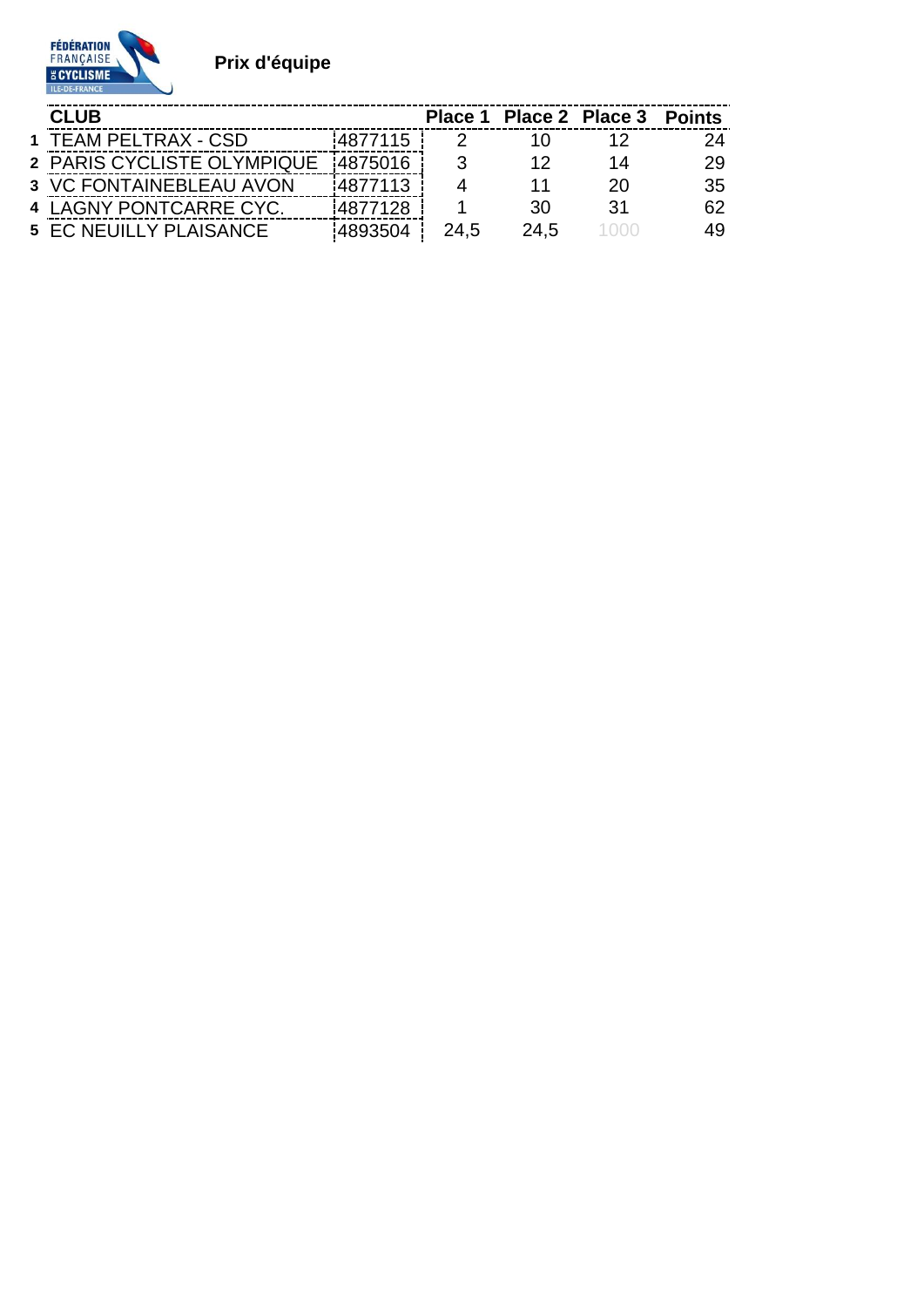## Prix d'équipe

| | CLUB | | Place 1 | Place 2 | Place 3 | Points |
|---|---|---|---|---|---|---|
| 1 | TEAM PELTRAX - CSD | 4877115 | 2 | 10 | 12 | 24 |
| 2 | PARIS CYCLISTE OLYMPIQUE | 4875016 | 3 | 12 | 14 | 29 |
| 3 | VC FONTAINEBLEAU AVON | 4877113 | 4 | 11 | 20 | 35 |
| 4 | LAGNY PONTCARRE CYC. | 4877128 | 1 | 30 | 31 | 62 |
| 5 | EC NEUILLY PLAISANCE | 4893504 | 24,5 | 24,5 | 1000 | 49 |